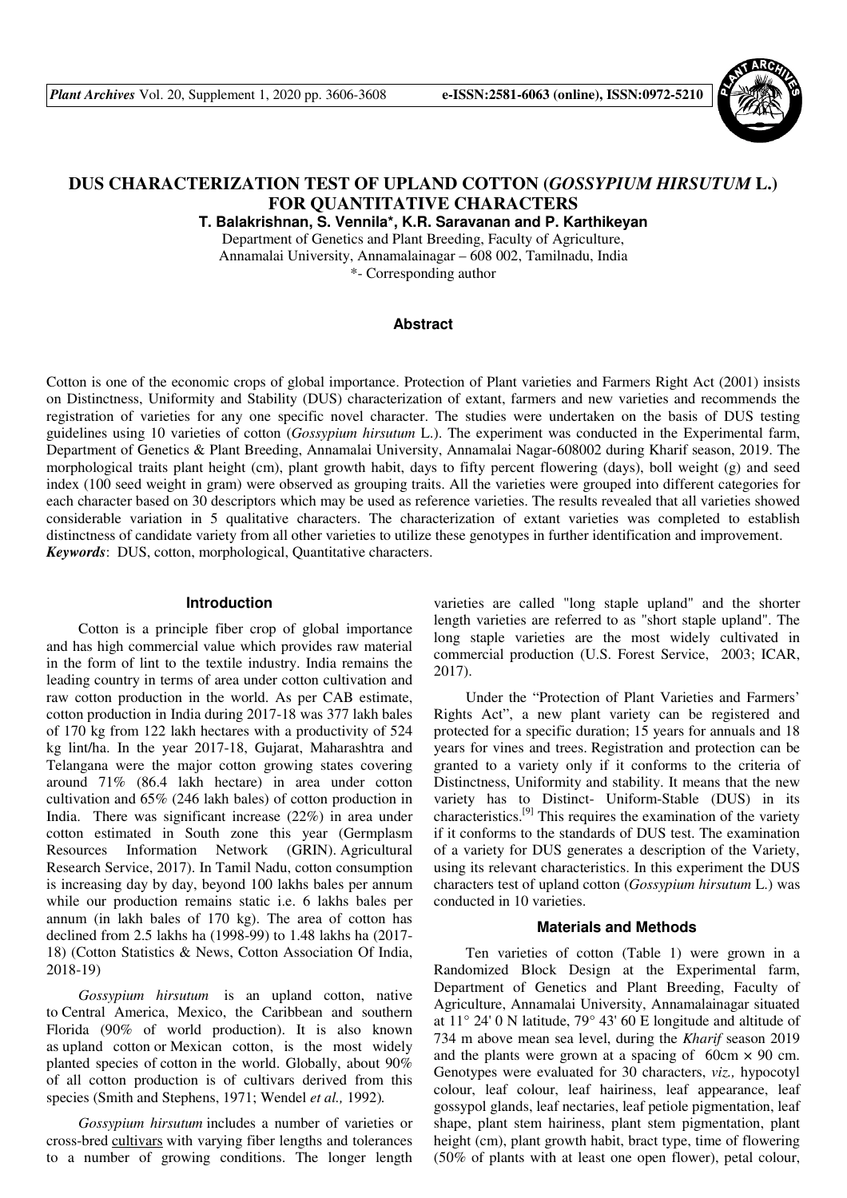# DUS CHARACTERIZATION TEST OF UPLAND COTTON (*GOSSYPIUM HIRSUTUM* L.) FOR QUANTITATIVE CHARACTERS

**T. Balakrishnan, S. Vennila\*, K.R. Saravanan and P. Karthikeyan**

Department of Genetics and Plant Breeding, Faculty of Agriculture,
Annamalai University, Annamalainagar – 608 002, Tamilnadu, India
\*- Corresponding author

## Abstract

Cotton is one of the economic crops of global importance. Protection of Plant varieties and Farmers Right Act (2001) insists on Distinctness, Uniformity and Stability (DUS) characterization of extant, farmers and new varieties and recommends the registration of varieties for any one specific novel character. The studies were undertaken on the basis of DUS testing guidelines using 10 varieties of cotton (*Gossypium hirsutum* L.). The experiment was conducted in the Experimental farm, Department of Genetics & Plant Breeding, Annamalai University, Annamalai Nagar-608002 during Kharif season, 2019. The morphological traits plant height (cm), plant growth habit, days to fifty percent flowering (days), boll weight (g) and seed index (100 seed weight in gram) were observed as grouping traits. All the varieties were grouped into different categories for each character based on 30 descriptors which may be used as reference varieties. The results revealed that all varieties showed considerable variation in 5 qualitative characters. The characterization of extant varieties was completed to establish distinctness of candidate variety from all other varieties to utilize these genotypes in further identification and improvement.

***Keywords***: DUS, cotton, morphological, Quantitative characters.

## Introduction

Cotton is a principle fiber crop of global importance and has high commercial value which provides raw material in the form of lint to the textile industry. India remains the leading country in terms of area under cotton cultivation and raw cotton production in the world. As per CAB estimate, cotton production in India during 2017-18 was 377 lakh bales of 170 kg from 122 lakh hectares with a productivity of 524 kg lint/ha. In the year 2017-18, Gujarat, Maharashtra and Telangana were the major cotton growing states covering around 71% (86.4 lakh hectare) in area under cotton cultivation and 65% (246 lakh bales) of cotton production in India. There was significant increase (22%) in area under cotton estimated in South zone this year (Germplasm Resources Information Network (GRIN). Agricultural Research Service, 2017). In Tamil Nadu, cotton consumption is increasing day by day, beyond 100 lakhs bales per annum while our production remains static i.e. 6 lakhs bales per annum (in lakh bales of 170 kg). The area of cotton has declined from 2.5 lakhs ha (1998-99) to 1.48 lakhs ha (2017-18) (Cotton Statistics & News, Cotton Association Of India, 2018-19)

*Gossypium hirsutum* is an upland cotton, native to Central America, Mexico, the Caribbean and southern Florida (90% of world production). It is also known as upland cotton or Mexican cotton, is the most widely planted species of cotton in the world. Globally, about 90% of all cotton production is of cultivars derived from this species (Smith and Stephens, 1971; Wendel *et al.,* 1992).

*Gossypium hirsutum* includes a number of varieties or cross-bred cultivars with varying fiber lengths and tolerances to a number of growing conditions. The longer length varieties are called "long staple upland" and the shorter length varieties are referred to as "short staple upland". The long staple varieties are the most widely cultivated in commercial production (U.S. Forest Service, 2003; ICAR, 2017).

Under the "Protection of Plant Varieties and Farmers' Rights Act", a new plant variety can be registered and protected for a specific duration; 15 years for annuals and 18 years for vines and trees. Registration and protection can be granted to a variety only if it conforms to the criteria of Distinctness, Uniformity and stability. It means that the new variety has to Distinct- Uniform-Stable (DUS) in its characteristics.[9] This requires the examination of the variety if it conforms to the standards of DUS test. The examination of a variety for DUS generates a description of the Variety, using its relevant characteristics. In this experiment the DUS characters test of upland cotton (*Gossypium hirsutum* L.) was conducted in 10 varieties.

## Materials and Methods

Ten varieties of cotton (Table 1) were grown in a Randomized Block Design at the Experimental farm, Department of Genetics and Plant Breeding, Faculty of Agriculture, Annamalai University, Annamalainagar situated at 11° 24' 0 N latitude, 79° 43' 60 E longitude and altitude of 734 m above mean sea level, during the *Kharif* season 2019 and the plants were grown at a spacing of 60cm × 90 cm. Genotypes were evaluated for 30 characters, *viz.,* hypocotyl colour, leaf colour, leaf hairiness, leaf appearance, leaf gossypol glands, leaf nectaries, leaf petiole pigmentation, leaf shape, plant stem hairiness, plant stem pigmentation, plant height (cm), plant growth habit, bract type, time of flowering (50% of plants with at least one open flower), petal colour,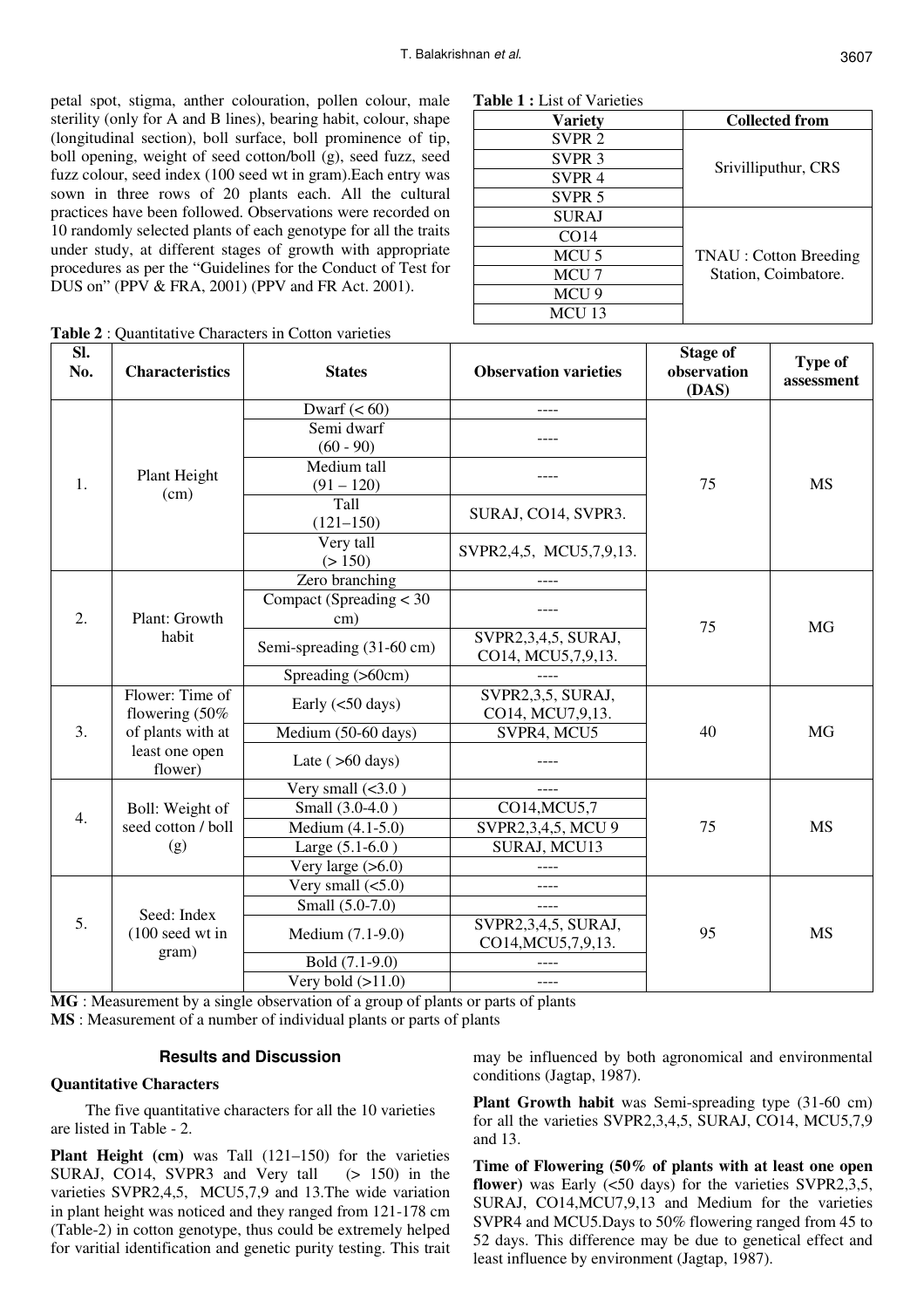petal spot, stigma, anther colouration, pollen colour, male sterility (only for A and B lines), bearing habit, colour, shape (longitudinal section), boll surface, boll prominence of tip, boll opening, weight of seed cotton/boll (g), seed fuzz, seed fuzz colour, seed index (100 seed wt in gram).Each entry was sown in three rows of 20 plants each. All the cultural practices have been followed. Observations were recorded on 10 randomly selected plants of each genotype for all the traits under study, at different stages of growth with appropriate procedures as per the "Guidelines for the Conduct of Test for DUS on" (PPV & FRA, 2001) (PPV and FR Act. 2001).

**Table 1 :** List of Varieties

| Variety | Collected from |
|---|---|
| SVPR 2 | Srivilliputhur, CRS |
| SVPR 3 | |
| SVPR 4 | |
| SVPR 5 | |
| SURAJ | TNAU : Cotton Breeding Station, Coimbatore. |
| CO14 | |
| MCU 5 | |
| MCU 7 | |
| MCU 9 | |
| MCU 13 | |

**Table 2** : Quantitative Characters in Cotton varieties

| Sl. No. | Characteristics | States | Observation varieties | Stage of observation (DAS) | Type of assessment |
|---|---|---|---|---|---|
| 1. | Plant Height (cm) | Dwarf (< 60) | ---- | 75 | MS |
| | | Semi dwarf (60 - 90) | ---- | | |
| | | Medium tall (91 – 120) | ---- | | |
| | | Tall (121–150) | SURAJ, CO14, SVPR3. | | |
| | | Very tall (> 150) | SVPR2,4,5, MCU5,7,9,13. | | |
| 2. | Plant: Growth habit | Zero branching | ---- | 75 | MG |
| | | Compact (Spreading < 30 cm) | ---- | | |
| | | Semi-spreading (31-60 cm) | SVPR2,3,4,5, SURAJ, CO14, MCU5,7,9,13. | | |
| | | Spreading (>60cm) | ---- | | |
| 3. | Flower: Time of flowering (50% of plants with at least one open flower) | Early (<50 days) | SVPR2,3,5, SURAJ, CO14, MCU7,9,13. | 40 | MG |
| | | Medium (50-60 days) | SVPR4, MCU5 | | |
| | | Late ( >60 days) | ---- | | |
| 4. | Boll: Weight of seed cotton / boll (g) | Very small (<3.0 ) | ---- | 75 | MS |
| | | Small (3.0-4.0 ) | CO14,MCU5,7 | | |
| | | Medium (4.1-5.0) | SVPR2,3,4,5, MCU 9 | | |
| | | Large (5.1-6.0 ) | SURAJ, MCU13 | | |
| | | Very large (>6.0) | ---- | | |
| 5. | Seed: Index (100 seed wt in gram) | Very small (<5.0) | ---- | 95 | MS |
| | | Small (5.0-7.0) | ---- | | |
| | | Medium (7.1-9.0) | SVPR2,3,4,5, SURAJ, CO14,MCU5,7,9,13. | | |
| | | Bold (7.1-9.0) | ---- | | |
| | | Very bold (>11.0) | ---- | | |

**MG** : Measurement by a single observation of a group of plants or parts of plants
**MS** : Measurement of a number of individual plants or parts of plants

## Results and Discussion

### Quantitative Characters

The five quantitative characters for all the 10 varieties are listed in Table - 2.

**Plant Height (cm)** was Tall (121–150) for the varieties SURAJ, CO14, SVPR3 and Very tall (> 150) in the varieties SVPR2,4,5, MCU5,7,9 and 13.The wide variation in plant height was noticed and they ranged from 121-178 cm (Table-2) in cotton genotype, thus could be extremely helped for varitial identification and genetic purity testing. This trait may be influenced by both agronomical and environmental conditions (Jagtap, 1987).

**Plant Growth habit** was Semi-spreading type (31-60 cm) for all the varieties SVPR2,3,4,5, SURAJ, CO14, MCU5,7,9 and 13.

**Time of Flowering (50% of plants with at least one open flower)** was Early (<50 days) for the varieties SVPR2,3,5, SURAJ, CO14,MCU7,9,13 and Medium for the varieties SVPR4 and MCU5.Days to 50% flowering ranged from 45 to 52 days. This difference may be due to genetical effect and least influence by environment (Jagtap, 1987).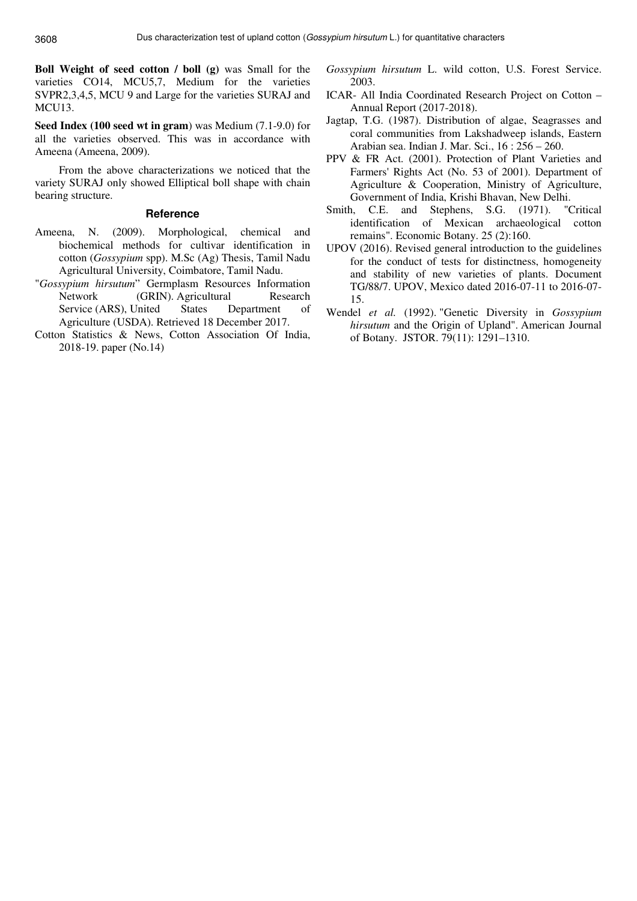**Boll Weight of seed cotton / boll (g)** was Small for the varieties CO14, MCU5,7, Medium for the varieties SVPR2,3,4,5, MCU 9 and Large for the varieties SURAJ and MCU13.

**Seed Index (100 seed wt in gram**) was Medium (7.1-9.0) for all the varieties observed. This was in accordance with Ameena (Ameena, 2009).

From the above characterizations we noticed that the variety SURAJ only showed Elliptical boll shape with chain bearing structure.

## Reference

Ameena, N. (2009). Morphological, chemical and biochemical methods for cultivar identification in cotton (*Gossypium* spp). M.Sc (Ag) Thesis, Tamil Nadu Agricultural University, Coimbatore, Tamil Nadu.

"*Gossypium hirsutum*" Germplasm Resources Information Network (GRIN). Agricultural Research Service (ARS), United States Department of Agriculture (USDA). Retrieved 18 December 2017.

Cotton Statistics & News, Cotton Association Of India, 2018-19. paper (No.14)

*Gossypium hirsutum* L. wild cotton, U.S. Forest Service. 2003.

ICAR- All India Coordinated Research Project on Cotton – Annual Report (2017-2018).

Jagtap, T.G. (1987). Distribution of algae, Seagrasses and coral communities from Lakshadweep islands, Eastern Arabian sea. Indian J. Mar. Sci., 16 : 256 – 260.

PPV & FR Act. (2001). Protection of Plant Varieties and Farmers' Rights Act (No. 53 of 2001). Department of Agriculture & Cooperation, Ministry of Agriculture, Government of India, Krishi Bhavan, New Delhi.

Smith, C.E. and Stephens, S.G. (1971). "Critical identification of Mexican archaeological cotton remains". Economic Botany. 25 (2):160.

UPOV (2016). Revised general introduction to the guidelines for the conduct of tests for distinctness, homogeneity and stability of new varieties of plants. Document TG/88/7. UPOV, Mexico dated 2016-07-11 to 2016-07-15.

Wendel *et al.* (1992). "Genetic Diversity in *Gossypium hirsutum* and the Origin of Upland". American Journal of Botany. JSTOR. 79(11): 1291–1310.